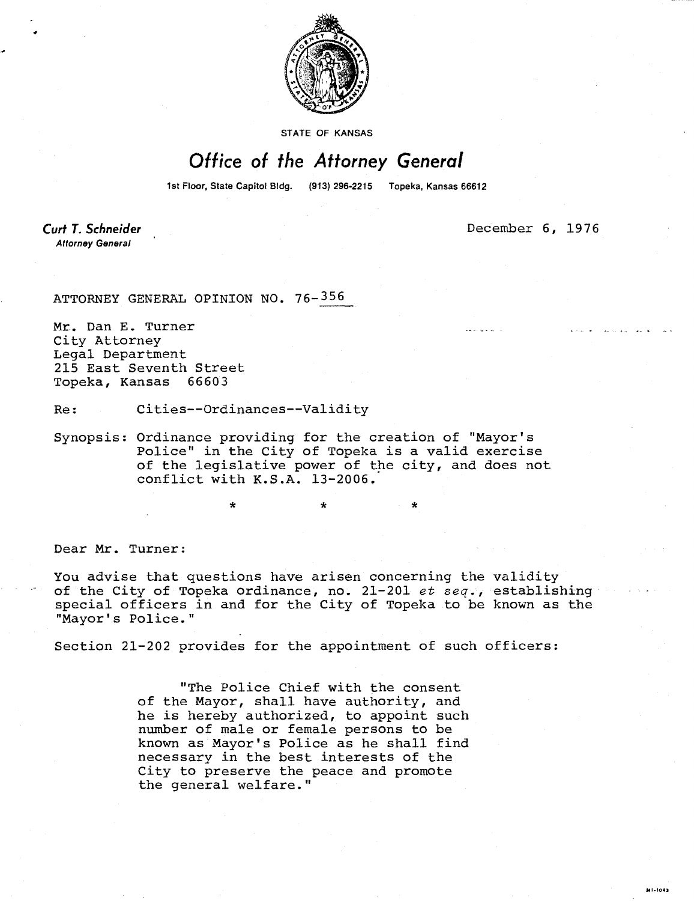STATE OF KANSAS

# Office of the Attorney General

1st Floor, State Capitol Bldg. (913) 296-2215 Topeka, Kansas 66612

**Curt T. Schneider**
*Attorney General*

December 6, 1976

ATTORNEY GENERAL OPINION NO. 76-356

Mr. Dan E. Turner
City Attorney
Legal Department
215 East Seventh Street
Topeka, Kansas 66603

Re: Cities--Ordinances--Validity

Synopsis: Ordinance providing for the creation of "Mayor's Police" in the City of Topeka is a valid exercise of the legislative power of the city, and does not conflict with K.S.A. 13-2006.

\* \* \*

Dear Mr. Turner:

You advise that questions have arisen concerning the validity of the City of Topeka ordinance, no. 21-201 *et seq.*, establishing special officers in and for the City of Topeka to be known as the "Mayor's Police."

Section 21-202 provides for the appointment of such officers:

> "The Police Chief with the consent of the Mayor, shall have authority, and he is hereby authorized, to appoint such number of male or female persons to be known as Mayor's Police as he shall find necessary in the best interests of the City to preserve the peace and promote the general welfare."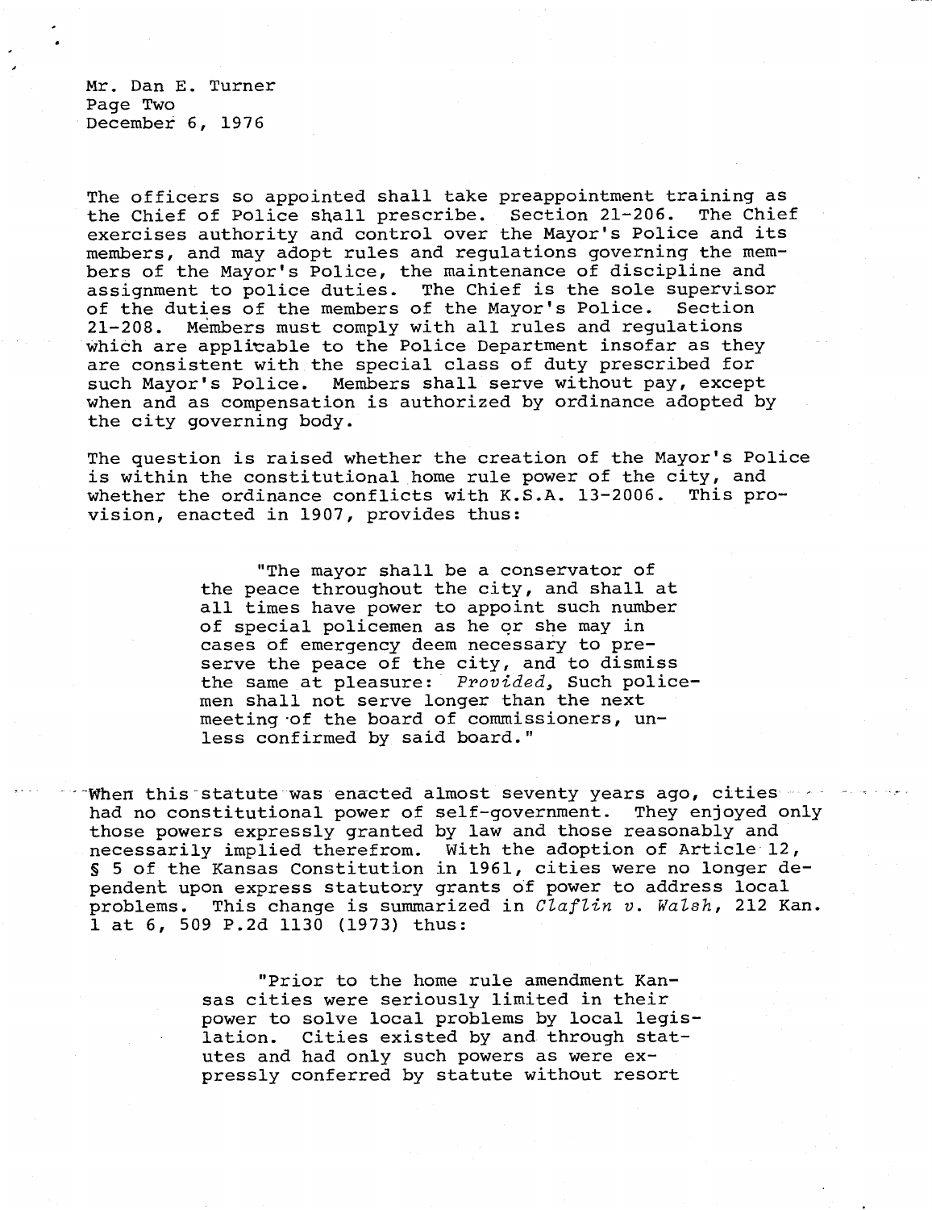The officers so appointed shall take preappointment training as the Chief of Police shall prescribe. Section 21-206. The Chief exercises authority and control over the Mayor's Police and its members, and may adopt rules and regulations governing the members of the Mayor's Police, the maintenance of discipline and assignment to police duties. The Chief is the sole supervisor of the duties of the members of the Mayor's Police. Section 21-208. Members must comply with all rules and regulations which are applicable to the Police Department insofar as they are consistent with the special class of duty prescribed for such Mayor's Police. Members shall serve without pay, except when and as compensation is authorized by ordinance adopted by the city governing body.

The question is raised whether the creation of the Mayor's Police is within the constitutional home rule power of the city, and whether the ordinance conflicts with K.S.A. 13-2006. This provision, enacted in 1907, provides thus:

> "The mayor shall be a conservator of the peace throughout the city, and shall at all times have power to appoint such number of special policemen as he or she may in cases of emergency deem necessary to preserve the peace of the city, and to dismiss the same at pleasure: *Provided*, Such policemen shall not serve longer than the next meeting of the board of commissioners, unless confirmed by said board."

When this statute was enacted almost seventy years ago, cities had no constitutional power of self-government. They enjoyed only those powers expressly granted by law and those reasonably and necessarily implied therefrom. With the adoption of Article 12, § 5 of the Kansas Constitution in 1961, cities were no longer dependent upon express statutory grants of power to address local problems. This change is summarized in *Claflin v. Walsh*, 212 Kan. 1 at 6, 509 P.2d 1130 (1973) thus:

> "Prior to the home rule amendment Kansas cities were seriously limited in their power to solve local problems by local legislation. Cities existed by and through statutes and had only such powers as were expressly conferred by statute without resort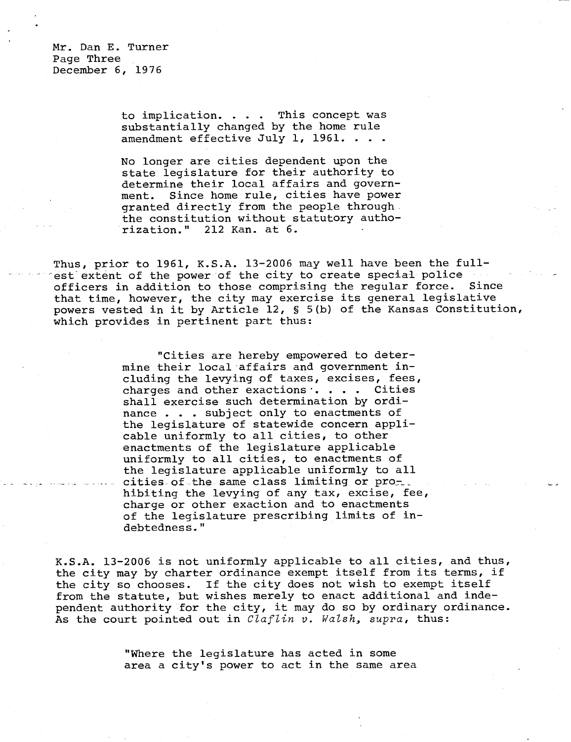> to implication. . . . This concept was substantially changed by the home rule amendment effective July 1, 1961. . . .
>
> No longer are cities dependent upon the state legislature for their authority to determine their local affairs and government. Since home rule, cities have power granted directly from the people through the constitution without statutory authorization." 212 Kan. at 6.

Thus, prior to 1961, K.S.A. 13-2006 may well have been the fullest extent of the power of the city to create special police officers in addition to those comprising the regular force. Since that time, however, the city may exercise its general legislative powers vested in it by Article 12, § 5(b) of the Kansas Constitution, which provides in pertinent part thus:

> "Cities are hereby empowered to determine their local affairs and government including the levying of taxes, excises, fees, charges and other exactions . . . . Cities shall exercise such determination by ordinance . . . subject only to enactments of the legislature of statewide concern applicable uniformly to all cities, to other enactments of the legislature applicable uniformly to all cities, to enactments of the legislature applicable uniformly to all cities of the same class limiting or prohibiting the levying of any tax, excise, fee, charge or other exaction and to enactments of the legislature prescribing limits of indebtedness."

K.S.A. 13-2006 is not uniformly applicable to all cities, and thus, the city may by charter ordinance exempt itself from its terms, if the city so chooses. If the city does not wish to exempt itself from the statute, but wishes merely to enact additional and independent authority for the city, it may do so by ordinary ordinance. As the court pointed out in *Claflin v. Walsh, supra*, thus:

> "Where the legislature has acted in some area a city's power to act in the same area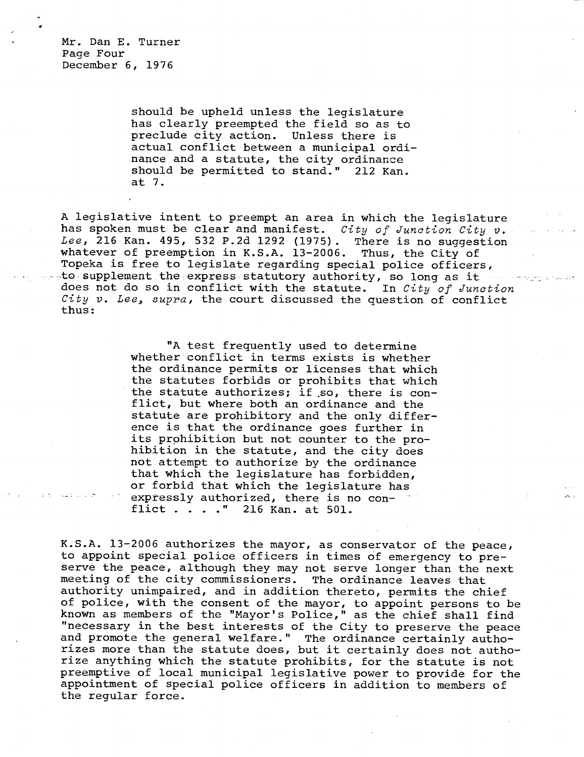> should be upheld unless the legislature has clearly preempted the field so as to preclude city action. Unless there is actual conflict between a municipal ordinance and a statute, the city ordinance should be permitted to stand." 212 Kan. at 7.

A legislative intent to preempt an area in which the legislature has spoken must be clear and manifest. *City of Junction City v. Lee*, 216 Kan. 495, 532 P.2d 1292 (1975). There is no suggestion whatever of preemption in K.S.A. 13-2006. Thus, the City of Topeka is free to legislate regarding special police officers, to supplement the express statutory authority, so long as it does not do so in conflict with the statute. In *City of Junction City v. Lee, supra*, the court discussed the question of conflict thus:

> "A test frequently used to determine whether conflict in terms exists is whether the ordinance permits or licenses that which the statutes forbids or prohibits that which the statute authorizes; if so, there is conflict, but where both an ordinance and the statute are prohibitory and the only difference is that the ordinance goes further in its prohibition but not counter to the prohibition in the statute, and the city does not attempt to authorize by the ordinance that which the legislature has forbidden, or forbid that which the legislature has expressly authorized, there is no conflict . . . ." 216 Kan. at 501.

K.S.A. 13-2006 authorizes the mayor, as conservator of the peace, to appoint special police officers in times of emergency to preserve the peace, although they may not serve longer than the next meeting of the city commissioners. The ordinance leaves that authority unimpaired, and in addition thereto, permits the chief of police, with the consent of the mayor, to appoint persons to be known as members of the "Mayor's Police," as the chief shall find "necessary in the best interests of the City to preserve the peace and promote the general welfare." The ordinance certainly authorizes more than the statute does, but it certainly does not authorize anything which the statute prohibits, for the statute is not preemptive of local municipal legislative power to provide for the appointment of special police officers in addition to members of the regular force.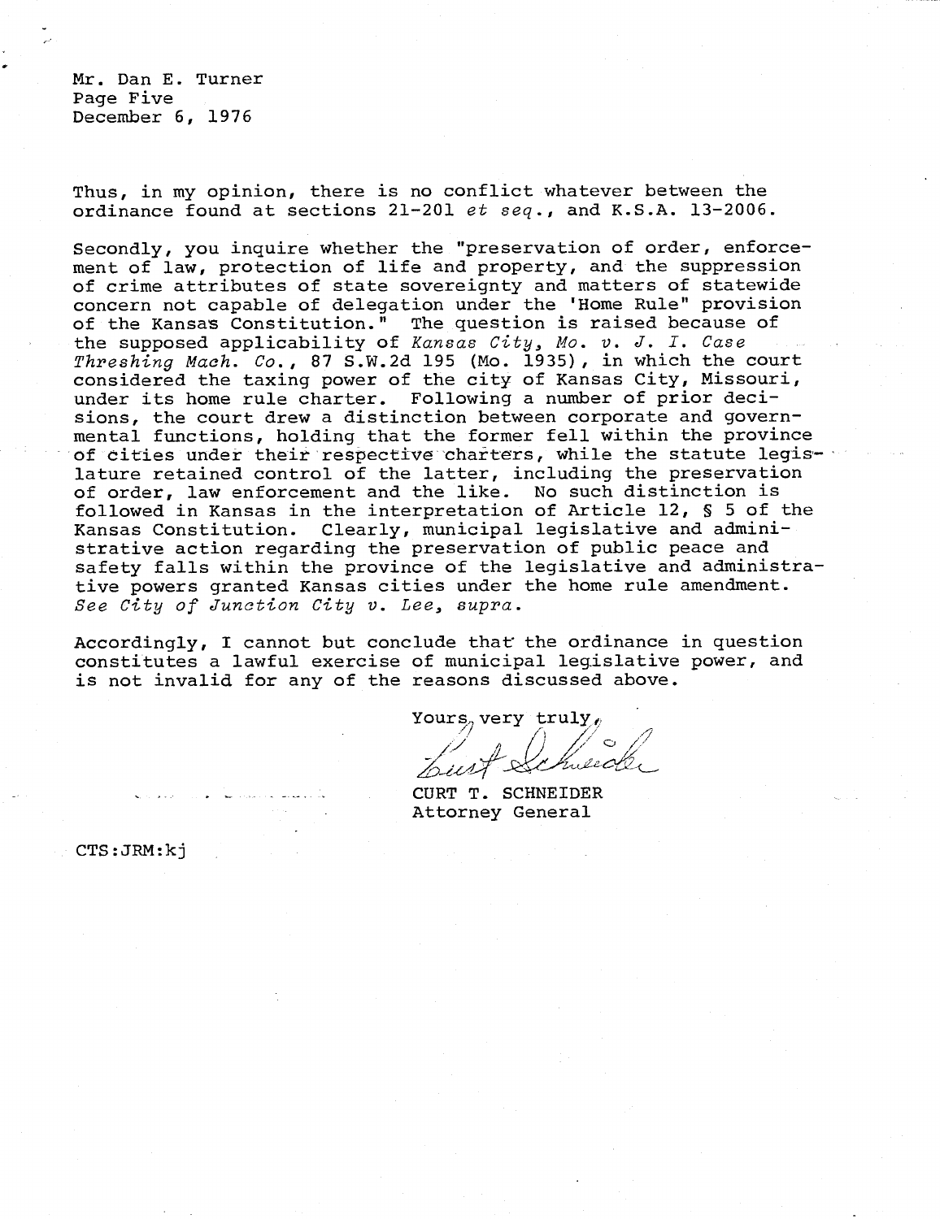Thus, in my opinion, there is no conflict whatever between the ordinance found at sections 21-201 *et seq.*, and K.S.A. 13-2006.

Secondly, you inquire whether the "preservation of order, enforcement of law, protection of life and property, and the suppression of crime attributes of state sovereignty and matters of statewide concern not capable of delegation under the 'Home Rule" provision of the Kansas Constitution." The question is raised because of the supposed applicability of *Kansas City, Mo. v. J. I. Case Threshing Mach. Co.*, 87 S.W.2d 195 (Mo. 1935), in which the court considered the taxing power of the city of Kansas City, Missouri, under its home rule charter. Following a number of prior decisions, the court drew a distinction between corporate and governmental functions, holding that the former fell within the province of cities under their respective charters, while the statute legislature retained control of the latter, including the preservation of order, law enforcement and the like. No such distinction is followed in Kansas in the interpretation of Article 12, § 5 of the Kansas Constitution. Clearly, municipal legislative and administrative action regarding the preservation of public peace and safety falls within the province of the legislative and administrative powers granted Kansas cities under the home rule amendment. *See City of Junction City v. Lee, supra.*

Accordingly, I cannot but conclude that the ordinance in question constitutes a lawful exercise of municipal legislative power, and is not invalid for any of the reasons discussed above.

Yours very truly,

CURT T. SCHNEIDER
Attorney General

CTS:JRM:kj